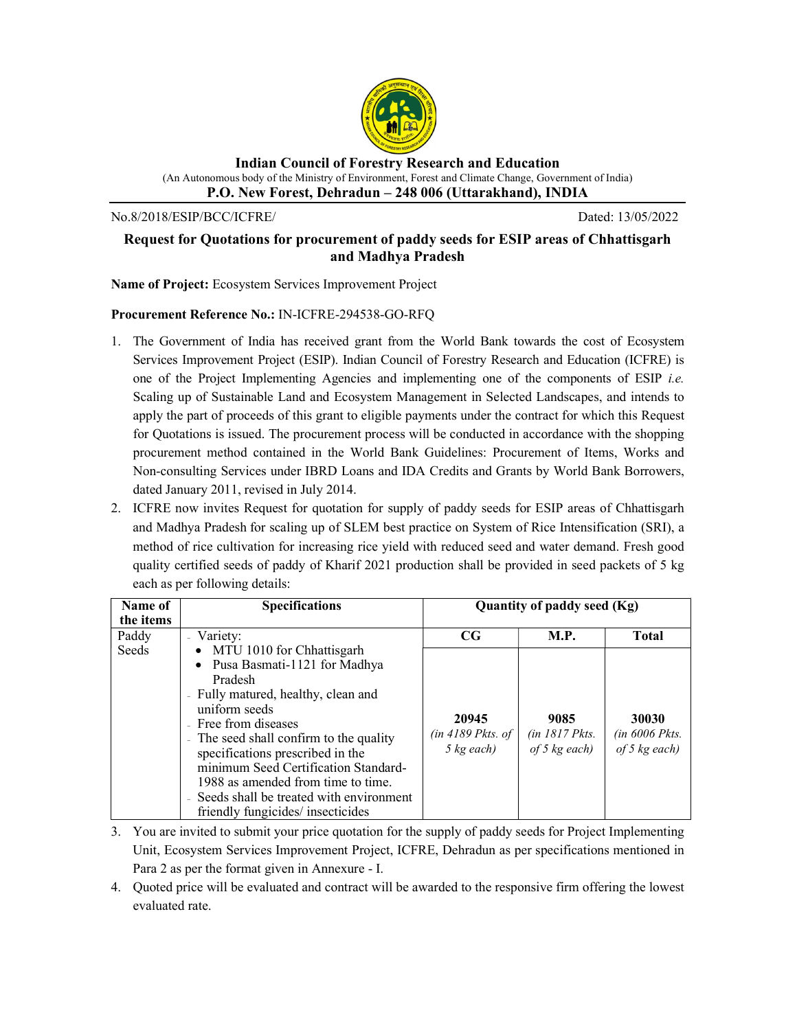# Indian Council of Forestry Research and Education

(An Autonomous body of the Ministry of Environment, Forest and Climate Change, Government of India)

**P.O. New Forest, Dehradun – 248 006 (Uttarakhand), INDIA**

No.8/2018/ESIP/BCC/ICFRE/ Dated: 13/05/2022

## Request for Quotations for procurement of paddy seeds for ESIP areas of Chhattisgarh and Madhya Pradesh

**Name of Project:** Ecosystem Services Improvement Project

**Procurement Reference No.:** IN-ICFRE-294538-GO-RFQ

1. The Government of India has received grant from the World Bank towards the cost of Ecosystem Services Improvement Project (ESIP). Indian Council of Forestry Research and Education (ICFRE) is one of the Project Implementing Agencies and implementing one of the components of ESIP *i.e.* Scaling up of Sustainable Land and Ecosystem Management in Selected Landscapes, and intends to apply the part of proceeds of this grant to eligible payments under the contract for which this Request for Quotations is issued. The procurement process will be conducted in accordance with the shopping procurement method contained in the World Bank Guidelines: Procurement of Items, Works and Non-consulting Services under IBRD Loans and IDA Credits and Grants by World Bank Borrowers, dated January 2011, revised in July 2014.
2. ICFRE now invites Request for quotation for supply of paddy seeds for ESIP areas of Chhattisgarh and Madhya Pradesh for scaling up of SLEM best practice on System of Rice Intensification (SRI), a method of rice cultivation for increasing rice yield with reduced seed and water demand. Fresh good quality certified seeds of paddy of Kharif 2021 production shall be provided in seed packets of 5 kg each as per following details:

| Name of the items | Specifications | Quantity of paddy seed (Kg) | | |
|---|---|---|---|---|
| | | **CG** | **M.P.** | **Total** |
| Paddy Seeds | - Variety: <br>• MTU 1010 for Chhattisgarh <br>• Pusa Basmati-1121 for Madhya Pradesh <br>- Fully matured, healthy, clean and uniform seeds <br>- Free from diseases <br>- The seed shall confirm to the quality specifications prescribed in the minimum Seed Certification Standard-1988 as amended from time to time. <br>- Seeds shall be treated with environment friendly fungicides/ insecticides | **20945** *(in 4189 Pkts. of 5 kg each)* | **9085** *(in 1817 Pkts. of 5 kg each)* | **30030** *(in 6006 Pkts. of 5 kg each)* |

3. You are invited to submit your price quotation for the supply of paddy seeds for Project Implementing Unit, Ecosystem Services Improvement Project, ICFRE, Dehradun as per specifications mentioned in Para 2 as per the format given in Annexure - I.
4. Quoted price will be evaluated and contract will be awarded to the responsive firm offering the lowest evaluated rate.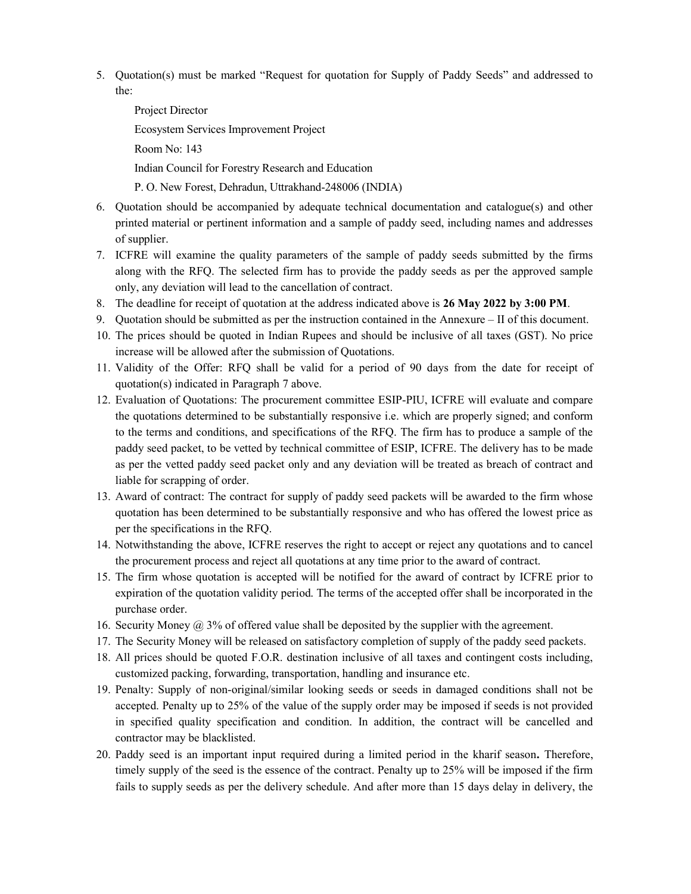5. Quotation(s) must be marked "Request for quotation for Supply of Paddy Seeds" and addressed to the:

   Project Director

   Ecosystem Services Improvement Project

   Room No: 143

   Indian Council for Forestry Research and Education

   P. O. New Forest, Dehradun, Uttrakhand-248006 (INDIA)

6. Quotation should be accompanied by adequate technical documentation and catalogue(s) and other printed material or pertinent information and a sample of paddy seed, including names and addresses of supplier.
7. ICFRE will examine the quality parameters of the sample of paddy seeds submitted by the firms along with the RFQ. The selected firm has to provide the paddy seeds as per the approved sample only, any deviation will lead to the cancellation of contract.
8. The deadline for receipt of quotation at the address indicated above is **26 May 2022 by 3:00 PM**.
9. Quotation should be submitted as per the instruction contained in the Annexure – II of this document.
10. The prices should be quoted in Indian Rupees and should be inclusive of all taxes (GST). No price increase will be allowed after the submission of Quotations.
11. Validity of the Offer: RFQ shall be valid for a period of 90 days from the date for receipt of quotation(s) indicated in Paragraph 7 above.
12. Evaluation of Quotations: The procurement committee ESIP-PIU, ICFRE will evaluate and compare the quotations determined to be substantially responsive i.e. which are properly signed; and conform to the terms and conditions, and specifications of the RFQ. The firm has to produce a sample of the paddy seed packet, to be vetted by technical committee of ESIP, ICFRE. The delivery has to be made as per the vetted paddy seed packet only and any deviation will be treated as breach of contract and liable for scrapping of order.
13. Award of contract: The contract for supply of paddy seed packets will be awarded to the firm whose quotation has been determined to be substantially responsive and who has offered the lowest price as per the specifications in the RFQ.
14. Notwithstanding the above, ICFRE reserves the right to accept or reject any quotations and to cancel the procurement process and reject all quotations at any time prior to the award of contract.
15. The firm whose quotation is accepted will be notified for the award of contract by ICFRE prior to expiration of the quotation validity period. The terms of the accepted offer shall be incorporated in the purchase order.
16. Security Money @ 3% of offered value shall be deposited by the supplier with the agreement.
17. The Security Money will be released on satisfactory completion of supply of the paddy seed packets.
18. All prices should be quoted F.O.R. destination inclusive of all taxes and contingent costs including, customized packing, forwarding, transportation, handling and insurance etc.
19. Penalty: Supply of non-original/similar looking seeds or seeds in damaged conditions shall not be accepted. Penalty up to 25% of the value of the supply order may be imposed if seeds is not provided in specified quality specification and condition. In addition, the contract will be cancelled and contractor may be blacklisted.
20. Paddy seed is an important input required during a limited period in the kharif season**.** Therefore, timely supply of the seed is the essence of the contract. Penalty up to 25% will be imposed if the firm fails to supply seeds as per the delivery schedule. And after more than 15 days delay in delivery, the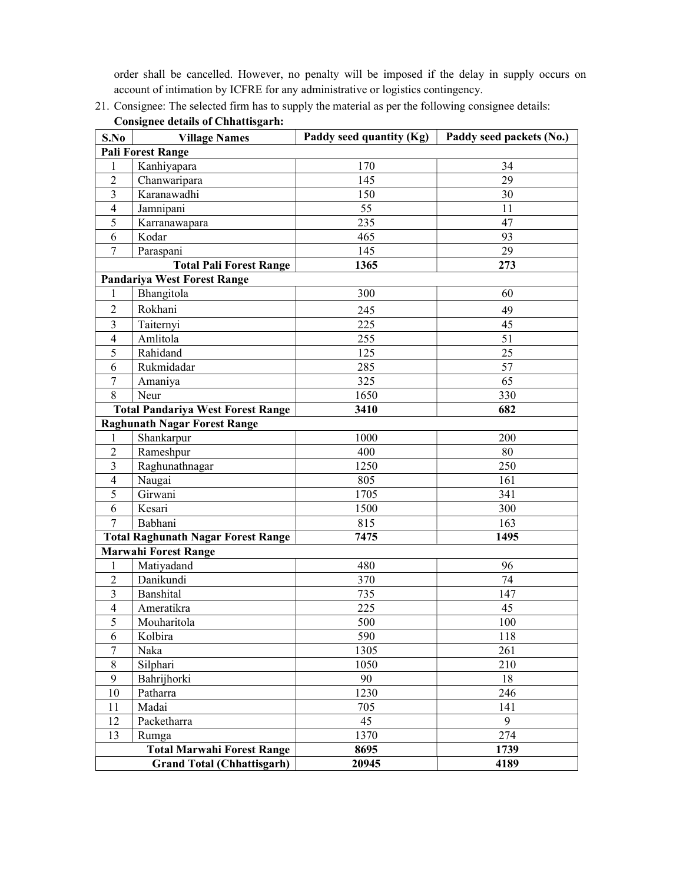order shall be cancelled. However, no penalty will be imposed if the delay in supply occurs on account of intimation by ICFRE for any administrative or logistics contingency.

21. Consignee: The selected firm has to supply the material as per the following consignee details:

**Consignee details of Chhattisgarh:**

| S.No | Village Names | Paddy seed quantity (Kg) | Paddy seed packets (No.) |
|---|---|---|---|
| **Pali Forest Range** | | | |
| 1 | Kanhiyapara | 170 | 34 |
| 2 | Chanwaripara | 145 | 29 |
| 3 | Karanawadhi | 150 | 30 |
| 4 | Jamnipani | 55 | 11 |
| 5 | Karranawapara | 235 | 47 |
| 6 | Kodar | 465 | 93 |
| 7 | Paraspani | 145 | 29 |
| | **Total Pali Forest Range** | **1365** | **273** |
| **Pandariya West Forest Range** | | | |
| 1 | Bhangitola | 300 | 60 |
| 2 | Rokhani | 245 | 49 |
| 3 | Taiternyi | 225 | 45 |
| 4 | Amlitola | 255 | 51 |
| 5 | Rahidand | 125 | 25 |
| 6 | Rukmidadar | 285 | 57 |
| 7 | Amaniya | 325 | 65 |
| 8 | Neur | 1650 | 330 |
| | **Total Pandariya West Forest Range** | **3410** | **682** |
| **Raghunath Nagar Forest Range** | | | |
| 1 | Shankarpur | 1000 | 200 |
| 2 | Rameshpur | 400 | 80 |
| 3 | Raghunathnagar | 1250 | 250 |
| 4 | Naugai | 805 | 161 |
| 5 | Girwani | 1705 | 341 |
| 6 | Kesari | 1500 | 300 |
| 7 | Babhani | 815 | 163 |
| | **Total Raghunath Nagar Forest Range** | **7475** | **1495** |
| **Marwahi Forest Range** | | | |
| 1 | Matiyadand | 480 | 96 |
| 2 | Danikundi | 370 | 74 |
| 3 | Banshital | 735 | 147 |
| 4 | Ameratikra | 225 | 45 |
| 5 | Mouharitola | 500 | 100 |
| 6 | Kolbira | 590 | 118 |
| 7 | Naka | 1305 | 261 |
| 8 | Silphari | 1050 | 210 |
| 9 | Bahrijhorki | 90 | 18 |
| 10 | Patharra | 1230 | 246 |
| 11 | Madai | 705 | 141 |
| 12 | Packetharra | 45 | 9 |
| 13 | Rumga | 1370 | 274 |
| | **Total Marwahi Forest Range** | **8695** | **1739** |
| | **Grand Total (Chhattisgarh)** | **20945** | **4189** |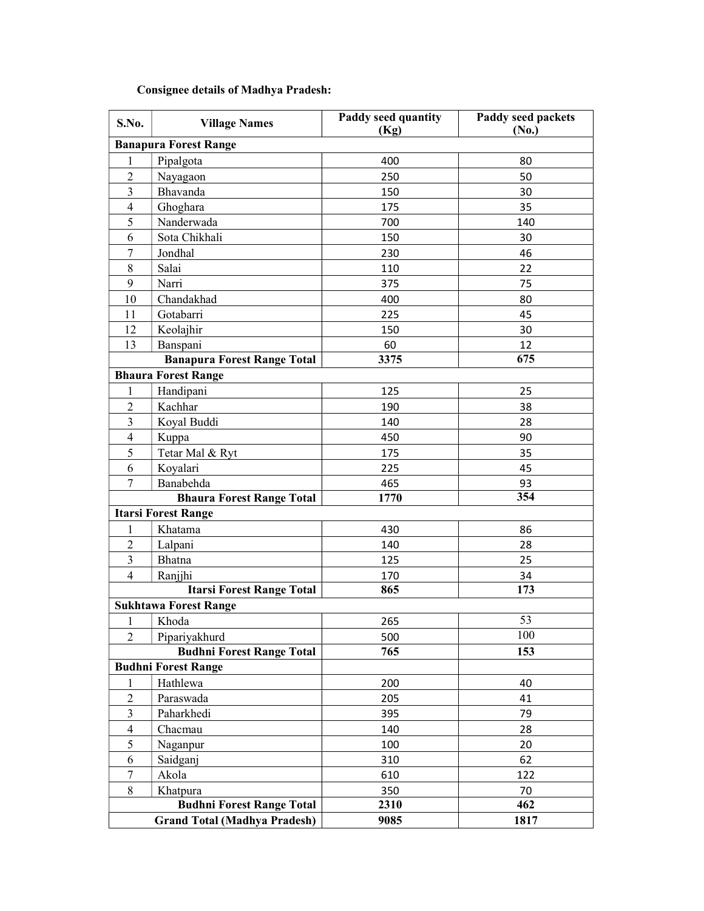**Consignee details of Madhya Pradesh:**

| S.No. | Village Names | Paddy seed quantity (Kg) | Paddy seed packets (No.) |
|---|---|---|---|
| **Banapura Forest Range** | | | |
| 1 | Pipalgota | 400 | 80 |
| 2 | Nayagaon | 250 | 50 |
| 3 | Bhavanda | 150 | 30 |
| 4 | Ghoghara | 175 | 35 |
| 5 | Nanderwada | 700 | 140 |
| 6 | Sota Chikhali | 150 | 30 |
| 7 | Jondhal | 230 | 46 |
| 8 | Salai | 110 | 22 |
| 9 | Narri | 375 | 75 |
| 10 | Chandakhad | 400 | 80 |
| 11 | Gotabarri | 225 | 45 |
| 12 | Keolajhir | 150 | 30 |
| 13 | Banspani | 60 | 12 |
| | **Banapura Forest Range Total** | **3375** | **675** |
| **Bhaura Forest Range** | | | |
| 1 | Handipani | 125 | 25 |
| 2 | Kachhar | 190 | 38 |
| 3 | Koyal Buddi | 140 | 28 |
| 4 | Kuppa | 450 | 90 |
| 5 | Tetar Mal & Ryt | 175 | 35 |
| 6 | Koyalari | 225 | 45 |
| 7 | Banabehda | 465 | 93 |
| | **Bhaura Forest Range Total** | **1770** | **354** |
| **Itarsi Forest Range** | | | |
| 1 | Khatama | 430 | 86 |
| 2 | Lalpani | 140 | 28 |
| 3 | Bhatna | 125 | 25 |
| 4 | Ranjjhi | 170 | 34 |
| | **Itarsi Forest Range Total** | **865** | **173** |
| **Sukhtawa Forest Range** | | | |
| 1 | Khoda | 265 | 53 |
| 2 | Pipariyakhurd | 500 | 100 |
| | **Budhni Forest Range Total** | **765** | **153** |
| **Budhni Forest Range** | | | |
| 1 | Hathlewa | 200 | 40 |
| 2 | Paraswada | 205 | 41 |
| 3 | Paharkhedi | 395 | 79 |
| 4 | Chacmau | 140 | 28 |
| 5 | Naganpur | 100 | 20 |
| 6 | Saidganj | 310 | 62 |
| 7 | Akola | 610 | 122 |
| 8 | Khatpura | 350 | 70 |
| | **Budhni Forest Range Total** | **2310** | **462** |
| | **Grand Total (Madhya Pradesh)** | **9085** | **1817** |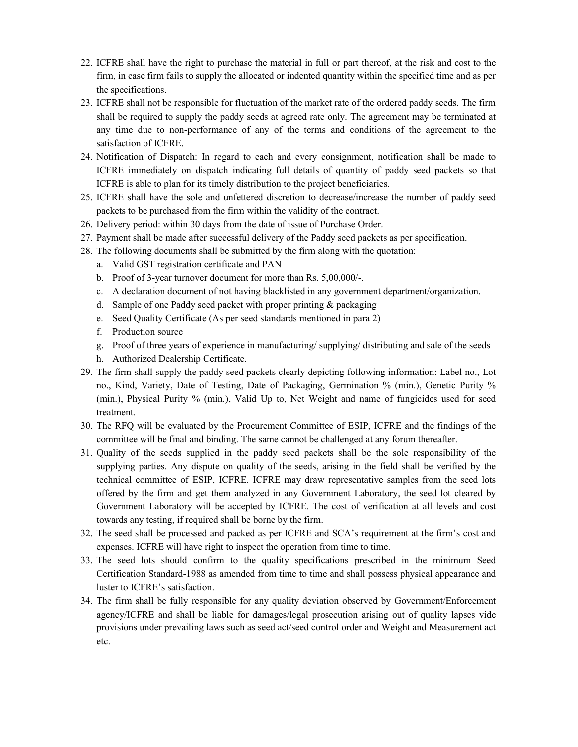22. ICFRE shall have the right to purchase the material in full or part thereof, at the risk and cost to the firm, in case firm fails to supply the allocated or indented quantity within the specified time and as per the specifications.
23. ICFRE shall not be responsible for fluctuation of the market rate of the ordered paddy seeds. The firm shall be required to supply the paddy seeds at agreed rate only. The agreement may be terminated at any time due to non-performance of any of the terms and conditions of the agreement to the satisfaction of ICFRE.
24. Notification of Dispatch: In regard to each and every consignment, notification shall be made to ICFRE immediately on dispatch indicating full details of quantity of paddy seed packets so that ICFRE is able to plan for its timely distribution to the project beneficiaries.
25. ICFRE shall have the sole and unfettered discretion to decrease/increase the number of paddy seed packets to be purchased from the firm within the validity of the contract.
26. Delivery period: within 30 days from the date of issue of Purchase Order.
27. Payment shall be made after successful delivery of the Paddy seed packets as per specification.
28. The following documents shall be submitted by the firm along with the quotation:
    a. Valid GST registration certificate and PAN
    b. Proof of 3-year turnover document for more than Rs. 5,00,000/-.
    c. A declaration document of not having blacklisted in any government department/organization.
    d. Sample of one Paddy seed packet with proper printing & packaging
    e. Seed Quality Certificate (As per seed standards mentioned in para 2)
    f. Production source
    g. Proof of three years of experience in manufacturing/ supplying/ distributing and sale of the seeds
    h. Authorized Dealership Certificate.
29. The firm shall supply the paddy seed packets clearly depicting following information: Label no., Lot no., Kind, Variety, Date of Testing, Date of Packaging, Germination % (min.), Genetic Purity % (min.), Physical Purity % (min.), Valid Up to, Net Weight and name of fungicides used for seed treatment.
30. The RFQ will be evaluated by the Procurement Committee of ESIP, ICFRE and the findings of the committee will be final and binding. The same cannot be challenged at any forum thereafter.
31. Quality of the seeds supplied in the paddy seed packets shall be the sole responsibility of the supplying parties. Any dispute on quality of the seeds, arising in the field shall be verified by the technical committee of ESIP, ICFRE. ICFRE may draw representative samples from the seed lots offered by the firm and get them analyzed in any Government Laboratory, the seed lot cleared by Government Laboratory will be accepted by ICFRE. The cost of verification at all levels and cost towards any testing, if required shall be borne by the firm.
32. The seed shall be processed and packed as per ICFRE and SCA's requirement at the firm's cost and expenses. ICFRE will have right to inspect the operation from time to time.
33. The seed lots should confirm to the quality specifications prescribed in the minimum Seed Certification Standard-1988 as amended from time to time and shall possess physical appearance and luster to ICFRE's satisfaction.
34. The firm shall be fully responsible for any quality deviation observed by Government/Enforcement agency/ICFRE and shall be liable for damages/legal prosecution arising out of quality lapses vide provisions under prevailing laws such as seed act/seed control order and Weight and Measurement act etc.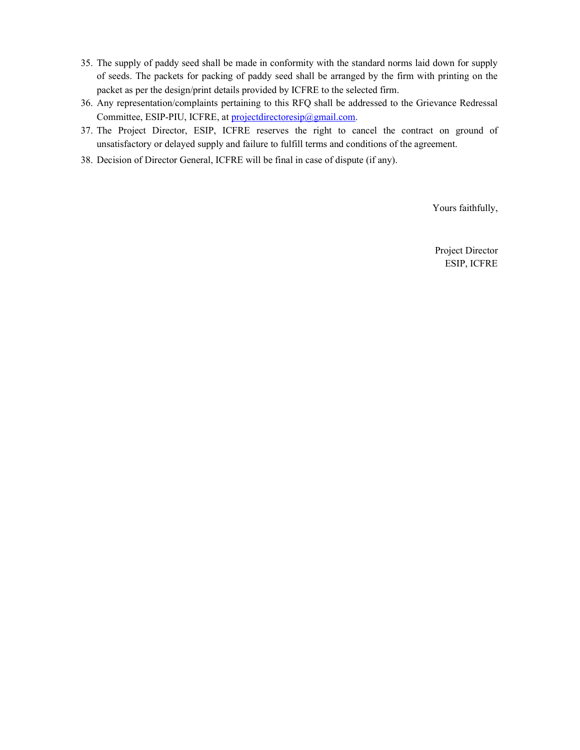35. The supply of paddy seed shall be made in conformity with the standard norms laid down for supply of seeds. The packets for packing of paddy seed shall be arranged by the firm with printing on the packet as per the design/print details provided by ICFRE to the selected firm.
36. Any representation/complaints pertaining to this RFQ shall be addressed to the Grievance Redressal Committee, ESIP-PIU, ICFRE, at projectdirectoresip@gmail.com.
37. The Project Director, ESIP, ICFRE reserves the right to cancel the contract on ground of unsatisfactory or delayed supply and failure to fulfill terms and conditions of the agreement.
38. Decision of Director General, ICFRE will be final in case of dispute (if any).

Yours faithfully,

Project Director
ESIP, ICFRE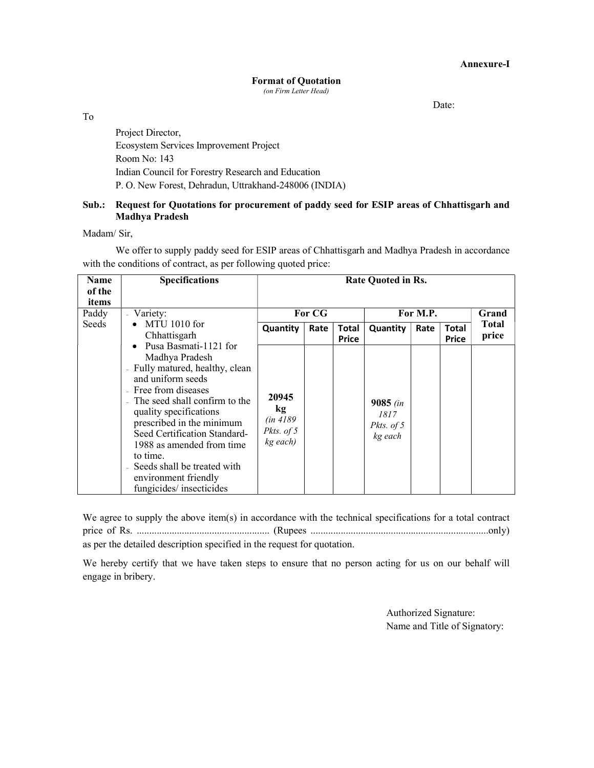**Annexure-I**

**Format of Quotation**

*(on Firm Letter Head)*

Date:

To

Project Director,
Ecosystem Services Improvement Project
Room No: 143
Indian Council for Forestry Research and Education
P. O. New Forest, Dehradun, Uttrakhand-248006 (INDIA)

**Sub.: Request for Quotations for procurement of paddy seed for ESIP areas of Chhattisgarh and Madhya Pradesh**

Madam/ Sir,

We offer to supply paddy seed for ESIP areas of Chhattisgarh and Madhya Pradesh in accordance with the conditions of contract, as per following quoted price:

| Name of the items | Specifications | Rate Quoted in Rs. | | | | | | |
|---|---|---|---|---|---|---|---|---|
| | | For CG | | | For M.P. | | | Grand Total price |
| | | Quantity | Rate | Total Price | Quantity | Rate | Total Price | |
| Paddy Seeds | - Variety:<br>• MTU 1010 for Chhattisgarh<br>• Pusa Basmati-1121 for Madhya Pradesh<br>- Fully matured, healthy, clean and uniform seeds<br>- Free from diseases<br>- The seed shall confirm to the quality specifications prescribed in the minimum Seed Certification Standard-1988 as amended from time to time.<br>- Seeds shall be treated with environment friendly fungicides/ insecticides | **20945 kg** *(in 4189 Pkts. of 5 kg each)* | | | **9085** *(in 1817 Pkts. of 5 kg each* | | | |

We agree to supply the above item(s) in accordance with the technical specifications for a total contract price of Rs. .................................................... (Rupees .......................................................................only) as per the detailed description specified in the request for quotation.

We hereby certify that we have taken steps to ensure that no person acting for us on our behalf will engage in bribery.

Authorized Signature:
Name and Title of Signatory: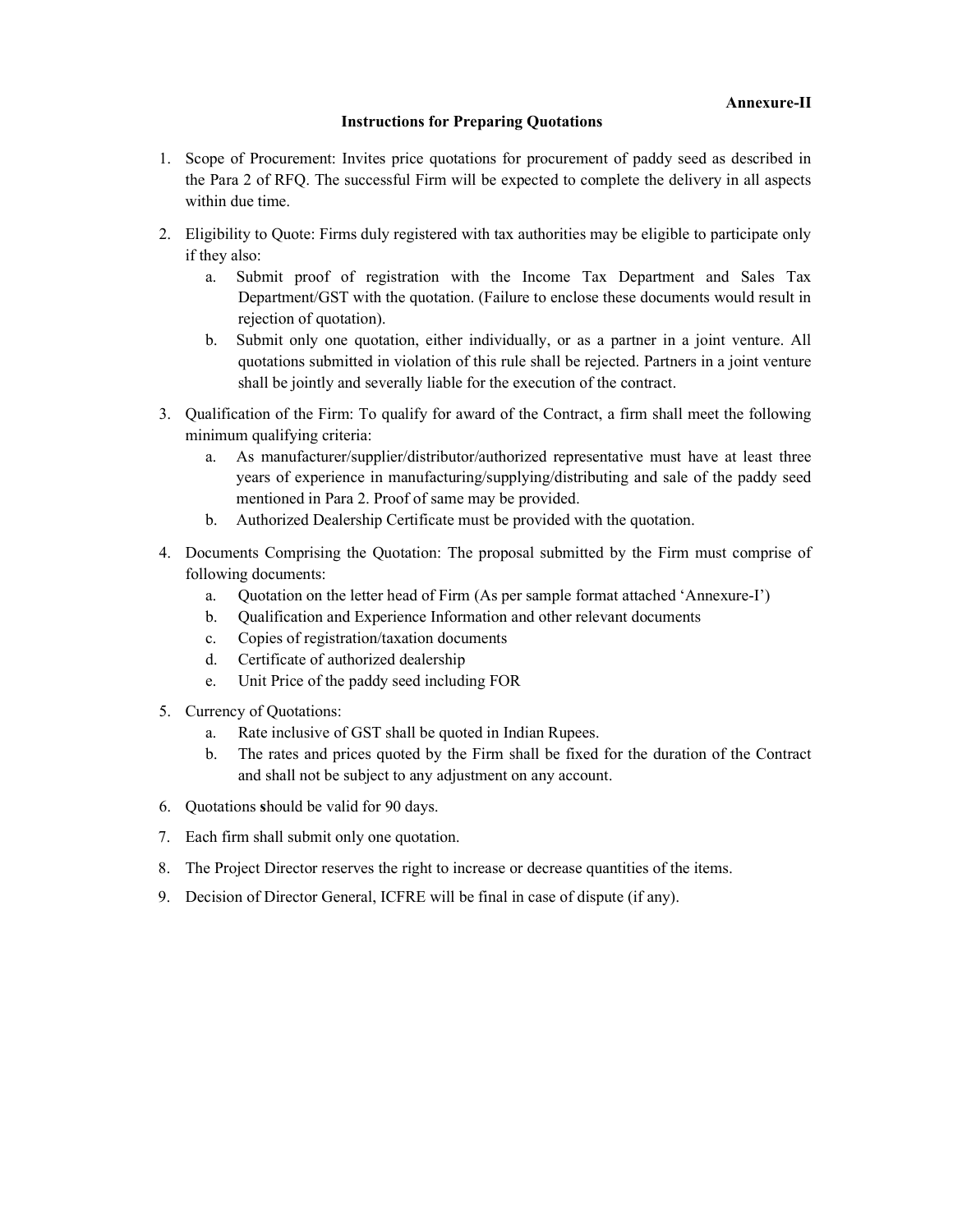**Annexure-II**

## Instructions for Preparing Quotations

1. Scope of Procurement: Invites price quotations for procurement of paddy seed as described in the Para 2 of RFQ. The successful Firm will be expected to complete the delivery in all aspects within due time.

2. Eligibility to Quote: Firms duly registered with tax authorities may be eligible to participate only if they also:
   a. Submit proof of registration with the Income Tax Department and Sales Tax Department/GST with the quotation. (Failure to enclose these documents would result in rejection of quotation).
   b. Submit only one quotation, either individually, or as a partner in a joint venture. All quotations submitted in violation of this rule shall be rejected. Partners in a joint venture shall be jointly and severally liable for the execution of the contract.

3. Qualification of the Firm: To qualify for award of the Contract, a firm shall meet the following minimum qualifying criteria:
   a. As manufacturer/supplier/distributor/authorized representative must have at least three years of experience in manufacturing/supplying/distributing and sale of the paddy seed mentioned in Para 2. Proof of same may be provided.
   b. Authorized Dealership Certificate must be provided with the quotation.

4. Documents Comprising the Quotation: The proposal submitted by the Firm must comprise of following documents:
   a. Quotation on the letter head of Firm (As per sample format attached 'Annexure-I')
   b. Qualification and Experience Information and other relevant documents
   c. Copies of registration/taxation documents
   d. Certificate of authorized dealership
   e. Unit Price of the paddy seed including FOR

5. Currency of Quotations:
   a. Rate inclusive of GST shall be quoted in Indian Rupees.
   b. The rates and prices quoted by the Firm shall be fixed for the duration of the Contract and shall not be subject to any adjustment on any account.

6. Quotations **s**hould be valid for 90 days.

7. Each firm shall submit only one quotation.

8. The Project Director reserves the right to increase or decrease quantities of the items.

9. Decision of Director General, ICFRE will be final in case of dispute (if any).